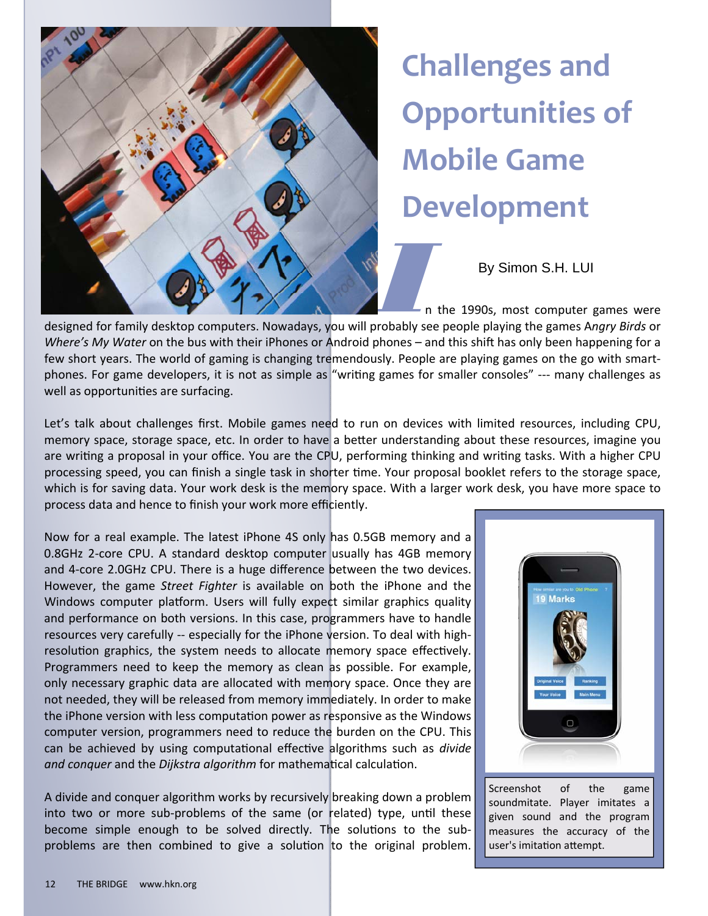# Challenges and Opportunities of Mobile Game Development

By Simon S.H. LUI

In the 1990s, most computer games were designed for family desktop computers. Nowadays, you will probably see people playing the games *Angry Birds* or *Where's My Water* on the bus with their iPhones or Android phones – and this shift has only been happening for a few short years. The world of gaming is changing tremendously. People are playing games on the go with smartphones. For game developers, it is not as simple as "writing games for smaller consoles" --- many challenges as well as opportunities are surfacing.

Let's talk about challenges first. Mobile games need to run on devices with limited resources, including CPU, memory space, storage space, etc. In order to have a better understanding about these resources, imagine you are writing a proposal in your office. You are the CPU, performing thinking and writing tasks. With a higher CPU processing speed, you can finish a single task in shorter time. Your proposal booklet refers to the storage space, which is for saving data. Your work desk is the memory space. With a larger work desk, you have more space to process data and hence to finish your work more efficiently.

Now for a real example. The latest iPhone 4S only has 0.5GB memory and a 0.8GHz 2-core CPU. A standard desktop computer usually has 4GB memory and 4-core 2.0GHz CPU. There is a huge difference between the two devices. However, the game *Street Fighter* is available on both the iPhone and the Windows computer platform. Users will fully expect similar graphics quality and performance on both versions. In this case, programmers have to handle resources very carefully -- especially for the iPhone version. To deal with high-resolution graphics, the system needs to allocate memory space effectively. Programmers need to keep the memory as clean as possible. For example, only necessary graphic data are allocated with memory space. Once they are not needed, they will be released from memory immediately. In order to make the iPhone version with less computation power as responsive as the Windows computer version, programmers need to reduce the burden on the CPU. This can be achieved by using computational effective algorithms such as *divide and conquer* and the *Dijkstra algorithm* for mathematical calculation.

Screenshot of the game soundmitate. Player imitates a given sound and the program measures the accuracy of the user's imitation attempt.

A divide and conquer algorithm works by recursively breaking down a problem into two or more sub-problems of the same (or related) type, until these become simple enough to be solved directly. The solutions to the sub-problems are then combined to give a solution to the original problem.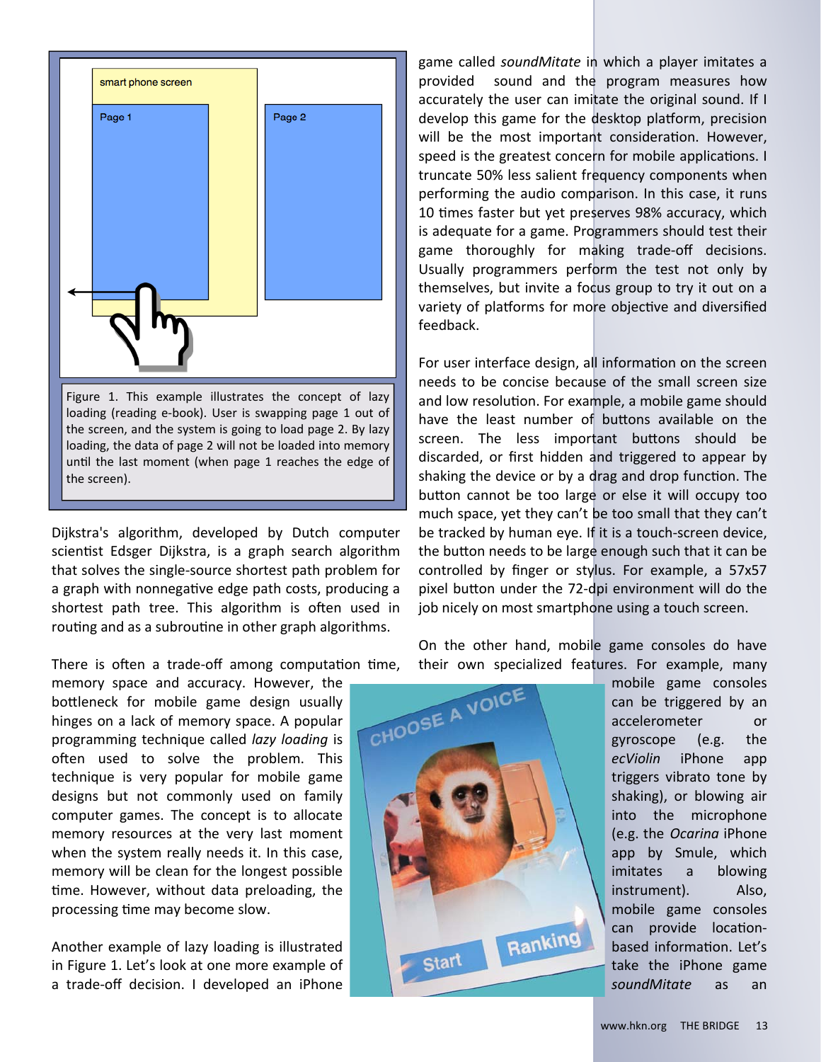Figure 1. This example illustrates the concept of lazy loading (reading e-book). User is swapping page 1 out of the screen, and the system is going to load page 2. By lazy loading, the data of page 2 will not be loaded into memory until the last moment (when page 1 reaches the edge of the screen).

Dijkstra's algorithm, developed by Dutch computer scientist Edsger Dijkstra, is a graph search algorithm that solves the single-source shortest path problem for a graph with nonnegative edge path costs, producing a shortest path tree. This algorithm is often used in routing and as a subroutine in other graph algorithms.

There is often a trade-off among computation time, memory space and accuracy. However, the bottleneck for mobile game design usually hinges on a lack of memory space. A popular programming technique called *lazy loading* is often used to solve the problem. This technique is very popular for mobile game designs but not commonly used on family computer games. The concept is to allocate memory resources at the very last moment when the system really needs it. In this case, memory will be clean for the longest possible time. However, without data preloading, the processing time may become slow.

Another example of lazy loading is illustrated in Figure 1. Let's look at one more example of a trade-off decision. I developed an iPhone game called *soundMitate* in which a player imitates a provided sound and the program measures how accurately the user can imitate the original sound. If I develop this game for the desktop platform, precision will be the most important consideration. However, speed is the greatest concern for mobile applications. I truncate 50% less salient frequency components when performing the audio comparison. In this case, it runs 10 times faster but yet preserves 98% accuracy, which is adequate for a game. Programmers should test their game thoroughly for making trade-off decisions. Usually programmers perform the test not only by themselves, but invite a focus group to try it out on a variety of platforms for more objective and diversified feedback.

For user interface design, all information on the screen needs to be concise because of the small screen size and low resolution. For example, a mobile game should have the least number of buttons available on the screen. The less important buttons should be discarded, or first hidden and triggered to appear by shaking the device or by a drag and drop function. The button cannot be too large or else it will occupy too much space, yet they can't be too small that they can't be tracked by human eye. If it is a touch-screen device, the button needs to be large enough such that it can be controlled by finger or stylus. For example, a 57x57 pixel button under the 72-dpi environment will do the job nicely on most smartphone using a touch screen.

On the other hand, mobile game consoles do have their own specialized features. For example, many mobile game consoles can be triggered by an accelerometer or gyroscope (e.g. the *ecViolin* iPhone app triggers vibrato tone by shaking), or blowing air into the microphone (e.g. the *Ocarina* iPhone app by Smule, which imitates a blowing instrument). Also, mobile game consoles can provide location-based information. Let's take the iPhone game *soundMitate* as an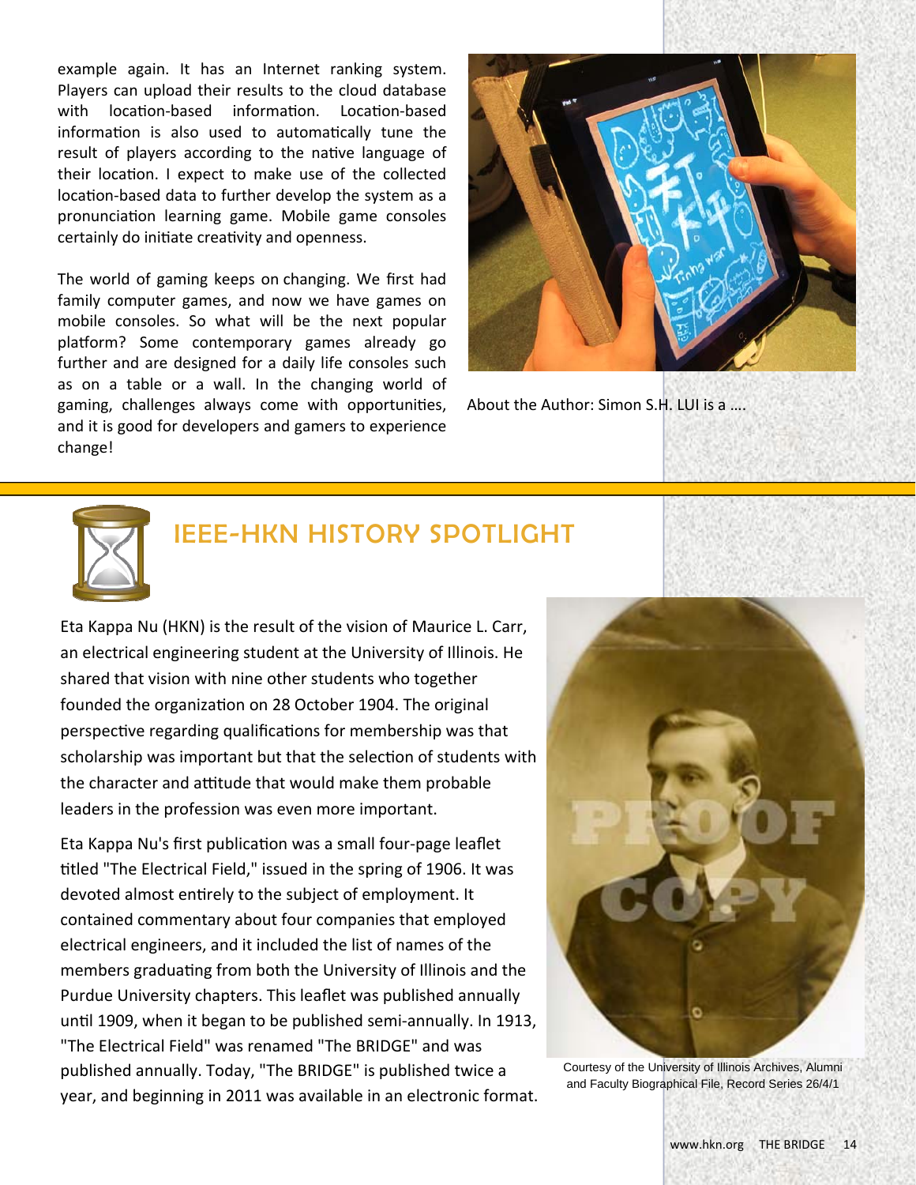example again. It has an Internet ranking system. Players can upload their results to the cloud database with location-based information. Location-based information is also used to automatically tune the result of players according to the native language of their location. I expect to make use of the collected location-based data to further develop the system as a pronunciation learning game. Mobile game consoles certainly do initiate creativity and openness.

The world of gaming keeps on changing. We first had family computer games, and now we have games on mobile consoles. So what will be the next popular platform? Some contemporary games already go further and are designed for a daily life consoles such as on a table or a wall. In the changing world of gaming, challenges always come with opportunities, and it is good for developers and gamers to experience change!

About the Author: Simon S.H. LUI is a ….

## IEEE-HKN HISTORY SPOTLIGHT

Eta Kappa Nu (HKN) is the result of the vision of Maurice L. Carr, an electrical engineering student at the University of Illinois. He shared that vision with nine other students who together founded the organization on 28 October 1904. The original perspective regarding qualifications for membership was that scholarship was important but that the selection of students with the character and attitude that would make them probable leaders in the profession was even more important.

Eta Kappa Nu's first publication was a small four-page leaflet titled "The Electrical Field," issued in the spring of 1906. It was devoted almost entirely to the subject of employment. It contained commentary about four companies that employed electrical engineers, and it included the list of names of the members graduating from both the University of Illinois and the Purdue University chapters. This leaflet was published annually until 1909, when it began to be published semi-annually. In 1913, "The Electrical Field" was renamed "The BRIDGE" and was published annually. Today, "The BRIDGE" is published twice a year, and beginning in 2011 was available in an electronic format.

Courtesy of the University of Illinois Archives, Alumni and Faculty Biographical File, Record Series 26/4/1